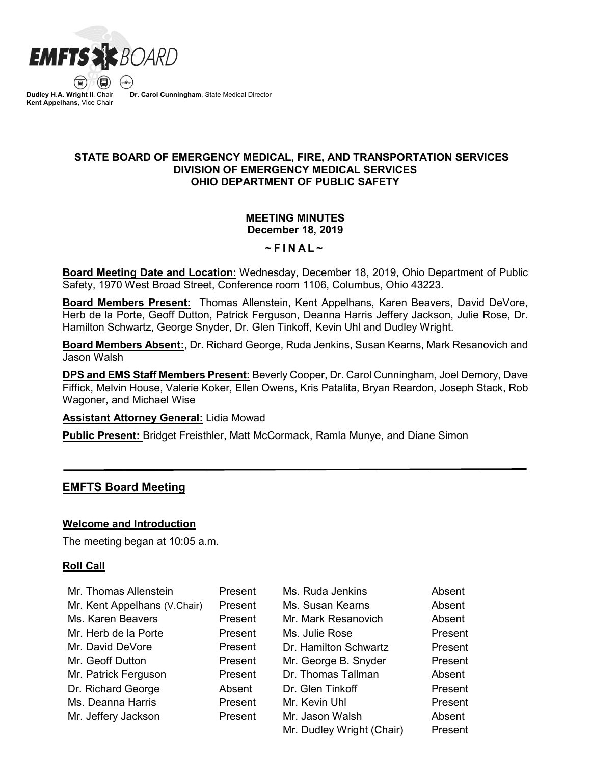EMFTS BOARD

**Dudley H.A. Wright II**, Chair **Dr. Carol Cunningham**, State Medical Director
**Kent Appelhans**, Vice Chair

**STATE BOARD OF EMERGENCY MEDICAL, FIRE, AND TRANSPORTATION SERVICES**
**DIVISION OF EMERGENCY MEDICAL SERVICES**
**OHIO DEPARTMENT OF PUBLIC SAFETY**

**MEETING MINUTES**
**December 18, 2019**

**~ F I N A L ~**

**Board Meeting Date and Location:** Wednesday, December 18, 2019, Ohio Department of Public Safety, 1970 West Broad Street, Conference room 1106, Columbus, Ohio 43223.

**Board Members Present:** Thomas Allenstein, Kent Appelhans, Karen Beavers, David DeVore, Herb de la Porte, Geoff Dutton, Patrick Ferguson, Deanna Harris Jeffery Jackson, Julie Rose, Dr. Hamilton Schwartz, George Snyder, Dr. Glen Tinkoff, Kevin Uhl and Dudley Wright.

**Board Members Absent:**, Dr. Richard George, Ruda Jenkins, Susan Kearns, Mark Resanovich and Jason Walsh

**DPS and EMS Staff Members Present:** Beverly Cooper, Dr. Carol Cunningham, Joel Demory, Dave Fiffick, Melvin House, Valerie Koker, Ellen Owens, Kris Patalita, Bryan Reardon, Joseph Stack, Rob Wagoner, and Michael Wise

**Assistant Attorney General:** Lidia Mowad

**Public Present:** Bridget Freisthler, Matt McCormack, Ramla Munye, and Diane Simon

---

## EMFTS Board Meeting

### Welcome and Introduction

The meeting began at 10:05 a.m.

### Roll Call

| | | | |
|---|---|---|---|
| Mr. Thomas Allenstein | Present | Ms. Ruda Jenkins | Absent |
| Mr. Kent Appelhans (V.Chair) | Present | Ms. Susan Kearns | Absent |
| Ms. Karen Beavers | Present | Mr. Mark Resanovich | Absent |
| Mr. Herb de la Porte | Present | Ms. Julie Rose | Present |
| Mr. David DeVore | Present | Dr. Hamilton Schwartz | Present |
| Mr. Geoff Dutton | Present | Mr. George B. Snyder | Present |
| Mr. Patrick Ferguson | Present | Dr. Thomas Tallman | Absent |
| Dr. Richard George | Absent | Dr. Glen Tinkoff | Present |
| Ms. Deanna Harris | Present | Mr. Kevin Uhl | Present |
| Mr. Jeffery Jackson | Present | Mr. Jason Walsh | Absent |
| | | Mr. Dudley Wright (Chair) | Present |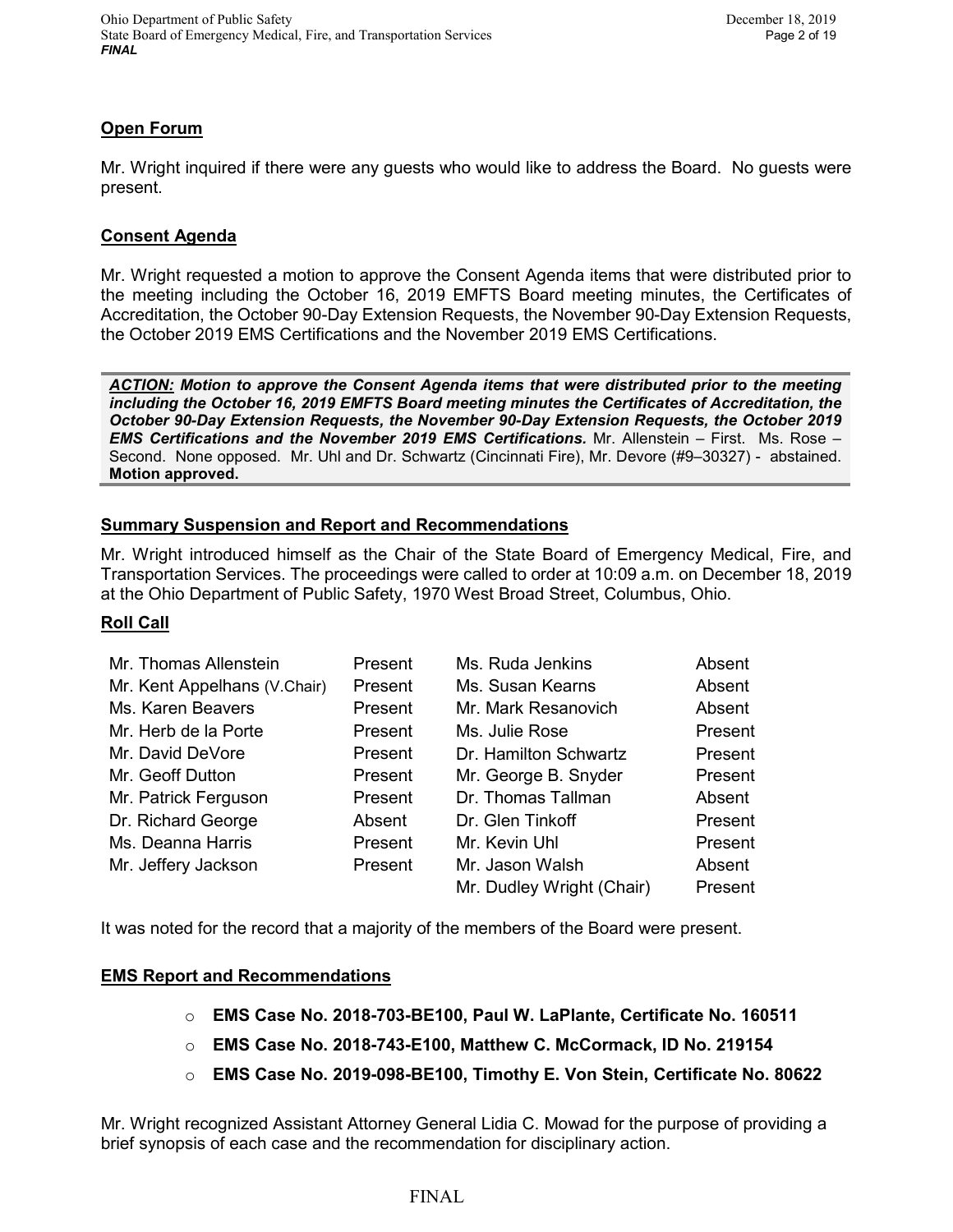## Open Forum

Mr. Wright inquired if there were any guests who would like to address the Board. No guests were present.

## Consent Agenda

Mr. Wright requested a motion to approve the Consent Agenda items that were distributed prior to the meeting including the October 16, 2019 EMFTS Board meeting minutes, the Certificates of Accreditation, the October 90-Day Extension Requests, the November 90-Day Extension Requests, the October 2019 EMS Certifications and the November 2019 EMS Certifications.

> ***ACTION:** Motion to approve the Consent Agenda items that were distributed prior to the meeting including the October 16, 2019 EMFTS Board meeting minutes the Certificates of Accreditation, the October 90-Day Extension Requests, the November 90-Day Extension Requests, the October 2019 EMS Certifications and the November 2019 EMS Certifications.* Mr. Allenstein – First. Ms. Rose – Second. None opposed. Mr. Uhl and Dr. Schwartz (Cincinnati Fire), Mr. Devore (#9–30327) - abstained. **Motion approved.**

## Summary Suspension and Report and Recommendations

Mr. Wright introduced himself as the Chair of the State Board of Emergency Medical, Fire, and Transportation Services. The proceedings were called to order at 10:09 a.m. on December 18, 2019 at the Ohio Department of Public Safety, 1970 West Broad Street, Columbus, Ohio.

## Roll Call

| | | | |
|---|---|---|---|
| Mr. Thomas Allenstein | Present | Ms. Ruda Jenkins | Absent |
| Mr. Kent Appelhans (V.Chair) | Present | Ms. Susan Kearns | Absent |
| Ms. Karen Beavers | Present | Mr. Mark Resanovich | Absent |
| Mr. Herb de la Porte | Present | Ms. Julie Rose | Present |
| Mr. David DeVore | Present | Dr. Hamilton Schwartz | Present |
| Mr. Geoff Dutton | Present | Mr. George B. Snyder | Present |
| Mr. Patrick Ferguson | Present | Dr. Thomas Tallman | Absent |
| Dr. Richard George | Absent | Dr. Glen Tinkoff | Present |
| Ms. Deanna Harris | Present | Mr. Kevin Uhl | Present |
| Mr. Jeffery Jackson | Present | Mr. Jason Walsh | Absent |
| | | Mr. Dudley Wright (Chair) | Present |

It was noted for the record that a majority of the members of the Board were present.

## EMS Report and Recommendations

- **EMS Case No. 2018-703-BE100, Paul W. LaPlante, Certificate No. 160511**
- **EMS Case No. 2018-743-E100, Matthew C. McCormack, ID No. 219154**
- **EMS Case No. 2019-098-BE100, Timothy E. Von Stein, Certificate No. 80622**

Mr. Wright recognized Assistant Attorney General Lidia C. Mowad for the purpose of providing a brief synopsis of each case and the recommendation for disciplinary action.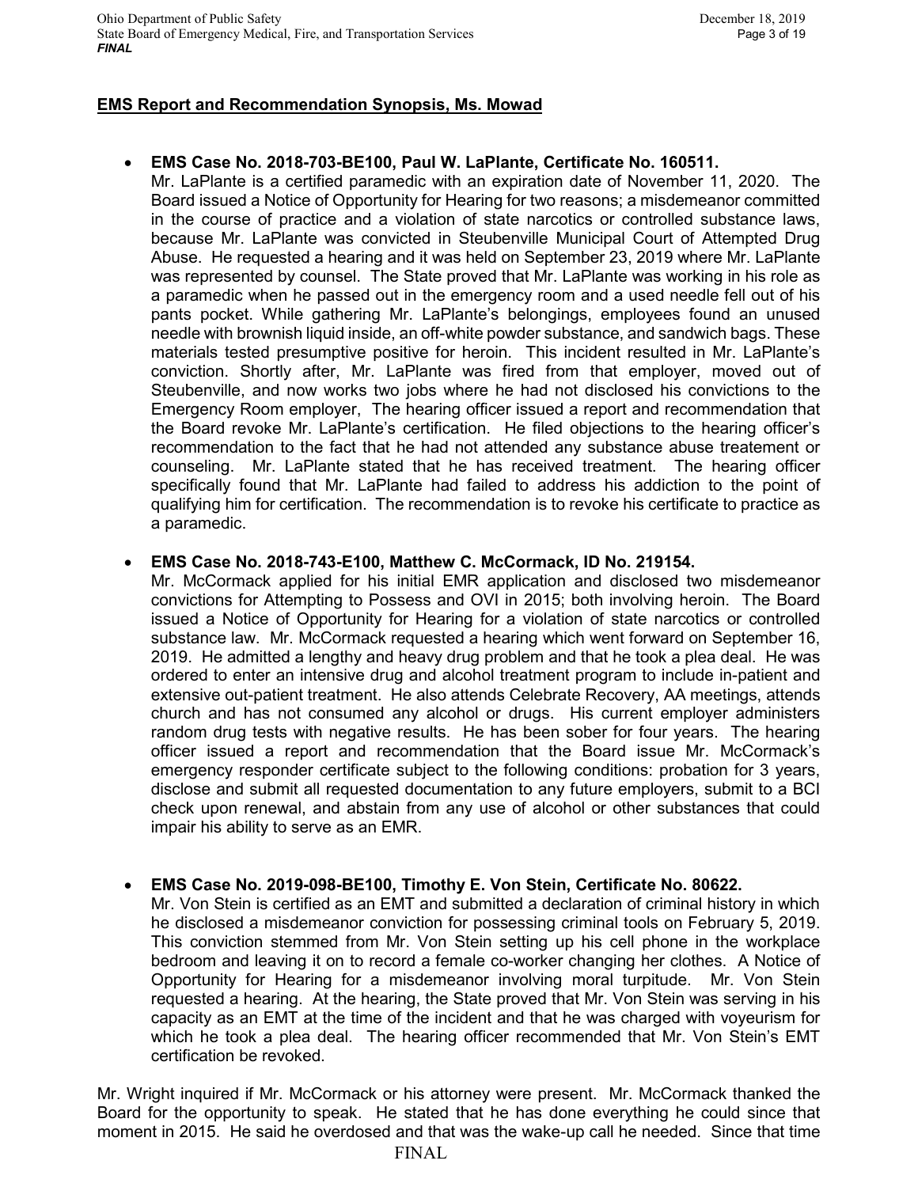## EMS Report and Recommendation Synopsis, Ms. Mowad

- **EMS Case No. 2018-703-BE100, Paul W. LaPlante, Certificate No. 160511.**
  Mr. LaPlante is a certified paramedic with an expiration date of November 11, 2020. The Board issued a Notice of Opportunity for Hearing for two reasons; a misdemeanor committed in the course of practice and a violation of state narcotics or controlled substance laws, because Mr. LaPlante was convicted in Steubenville Municipal Court of Attempted Drug Abuse. He requested a hearing and it was held on September 23, 2019 where Mr. LaPlante was represented by counsel. The State proved that Mr. LaPlante was working in his role as a paramedic when he passed out in the emergency room and a used needle fell out of his pants pocket. While gathering Mr. LaPlante's belongings, employees found an unused needle with brownish liquid inside, an off-white powder substance, and sandwich bags. These materials tested presumptive positive for heroin. This incident resulted in Mr. LaPlante's conviction. Shortly after, Mr. LaPlante was fired from that employer, moved out of Steubenville, and now works two jobs where he had not disclosed his convictions to the Emergency Room employer, The hearing officer issued a report and recommendation that the Board revoke Mr. LaPlante's certification. He filed objections to the hearing officer's recommendation to the fact that he had not attended any substance abuse treatement or counseling. Mr. LaPlante stated that he has received treatment. The hearing officer specifically found that Mr. LaPlante had failed to address his addiction to the point of qualifying him for certification. The recommendation is to revoke his certificate to practice as a paramedic.

- **EMS Case No. 2018-743-E100, Matthew C. McCormack, ID No. 219154.**
  Mr. McCormack applied for his initial EMR application and disclosed two misdemeanor convictions for Attempting to Possess and OVI in 2015; both involving heroin. The Board issued a Notice of Opportunity for Hearing for a violation of state narcotics or controlled substance law. Mr. McCormack requested a hearing which went forward on September 16, 2019. He admitted a lengthy and heavy drug problem and that he took a plea deal. He was ordered to enter an intensive drug and alcohol treatment program to include in-patient and extensive out-patient treatment. He also attends Celebrate Recovery, AA meetings, attends church and has not consumed any alcohol or drugs. His current employer administers random drug tests with negative results. He has been sober for four years. The hearing officer issued a report and recommendation that the Board issue Mr. McCormack's emergency responder certificate subject to the following conditions: probation for 3 years, disclose and submit all requested documentation to any future employers, submit to a BCI check upon renewal, and abstain from any use of alcohol or other substances that could impair his ability to serve as an EMR.

- **EMS Case No. 2019-098-BE100, Timothy E. Von Stein, Certificate No. 80622.**
  Mr. Von Stein is certified as an EMT and submitted a declaration of criminal history in which he disclosed a misdemeanor conviction for possessing criminal tools on February 5, 2019. This conviction stemmed from Mr. Von Stein setting up his cell phone in the workplace bedroom and leaving it on to record a female co-worker changing her clothes. A Notice of Opportunity for Hearing for a misdemeanor involving moral turpitude. Mr. Von Stein requested a hearing. At the hearing, the State proved that Mr. Von Stein was serving in his capacity as an EMT at the time of the incident and that he was charged with voyeurism for which he took a plea deal. The hearing officer recommended that Mr. Von Stein's EMT certification be revoked.

Mr. Wright inquired if Mr. McCormack or his attorney were present. Mr. McCormack thanked the Board for the opportunity to speak. He stated that he has done everything he could since that moment in 2015. He said he overdosed and that was the wake-up call he needed. Since that time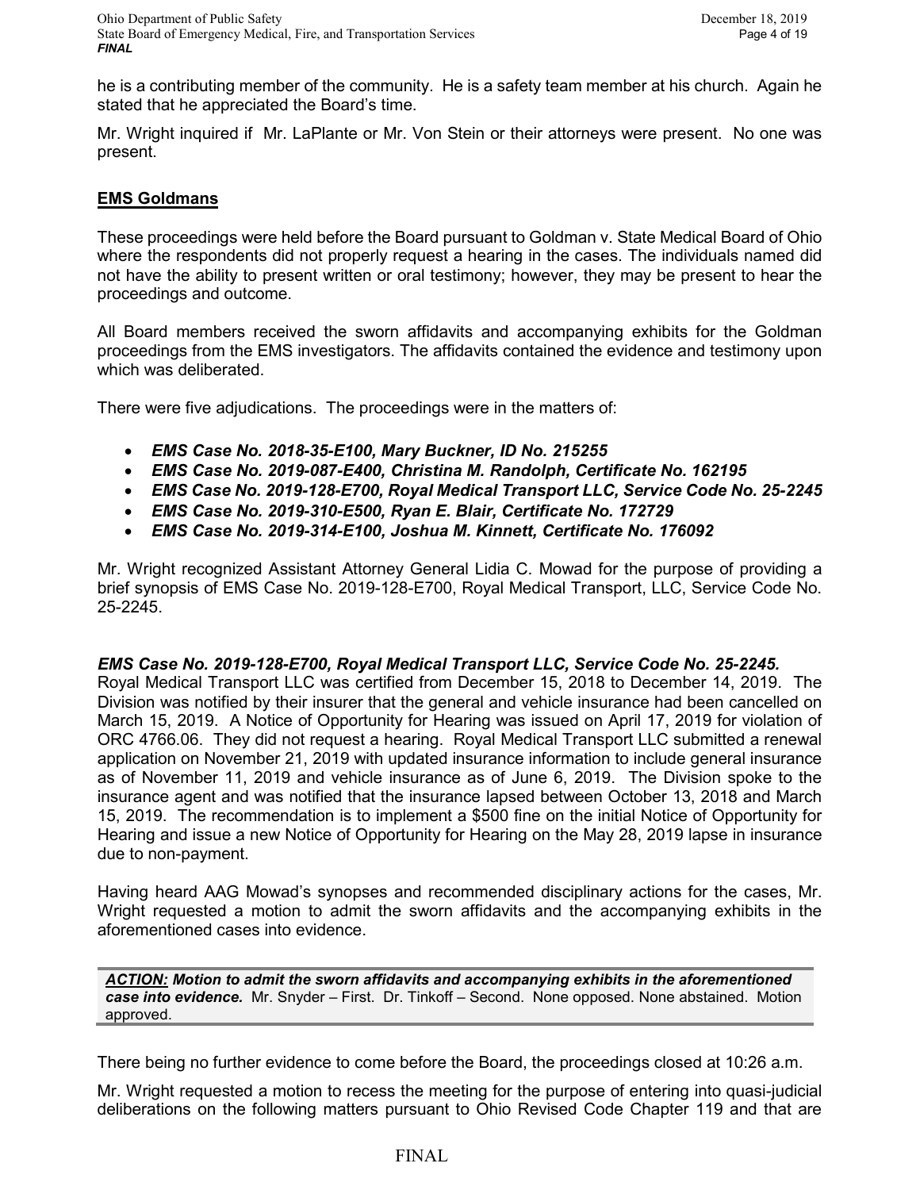he is a contributing member of the community. He is a safety team member at his church. Again he stated that he appreciated the Board's time.

Mr. Wright inquired if Mr. LaPlante or Mr. Von Stein or their attorneys were present. No one was present.

## **EMS Goldmans**

These proceedings were held before the Board pursuant to Goldman v. State Medical Board of Ohio where the respondents did not properly request a hearing in the cases. The individuals named did not have the ability to present written or oral testimony; however, they may be present to hear the proceedings and outcome.

All Board members received the sworn affidavits and accompanying exhibits for the Goldman proceedings from the EMS investigators. The affidavits contained the evidence and testimony upon which was deliberated.

There were five adjudications. The proceedings were in the matters of:

- ***EMS Case No. 2018-35-E100, Mary Buckner, ID No. 215255***
- ***EMS Case No. 2019-087-E400, Christina M. Randolph, Certificate No. 162195***
- ***EMS Case No. 2019-128-E700, Royal Medical Transport LLC, Service Code No. 25-2245***
- ***EMS Case No. 2019-310-E500, Ryan E. Blair, Certificate No. 172729***
- ***EMS Case No. 2019-314-E100, Joshua M. Kinnett, Certificate No. 176092***

Mr. Wright recognized Assistant Attorney General Lidia C. Mowad for the purpose of providing a brief synopsis of EMS Case No. 2019-128-E700, Royal Medical Transport, LLC, Service Code No. 25-2245.

***EMS Case No. 2019-128-E700, Royal Medical Transport LLC, Service Code No. 25-2245.***
Royal Medical Transport LLC was certified from December 15, 2018 to December 14, 2019. The Division was notified by their insurer that the general and vehicle insurance had been cancelled on March 15, 2019. A Notice of Opportunity for Hearing was issued on April 17, 2019 for violation of ORC 4766.06. They did not request a hearing. Royal Medical Transport LLC submitted a renewal application on November 21, 2019 with updated insurance information to include general insurance as of November 11, 2019 and vehicle insurance as of June 6, 2019. The Division spoke to the insurance agent and was notified that the insurance lapsed between October 13, 2018 and March 15, 2019. The recommendation is to implement a $500 fine on the initial Notice of Opportunity for Hearing and issue a new Notice of Opportunity for Hearing on the May 28, 2019 lapse in insurance due to non-payment.

Having heard AAG Mowad's synopses and recommended disciplinary actions for the cases, Mr. Wright requested a motion to admit the sworn affidavits and the accompanying exhibits in the aforementioned cases into evidence.

> ***ACTION:*** ***Motion to admit the sworn affidavits and accompanying exhibits in the aforementioned case into evidence.*** Mr. Snyder – First. Dr. Tinkoff – Second. None opposed. None abstained. Motion approved.

There being no further evidence to come before the Board, the proceedings closed at 10:26 a.m.

Mr. Wright requested a motion to recess the meeting for the purpose of entering into quasi-judicial deliberations on the following matters pursuant to Ohio Revised Code Chapter 119 and that are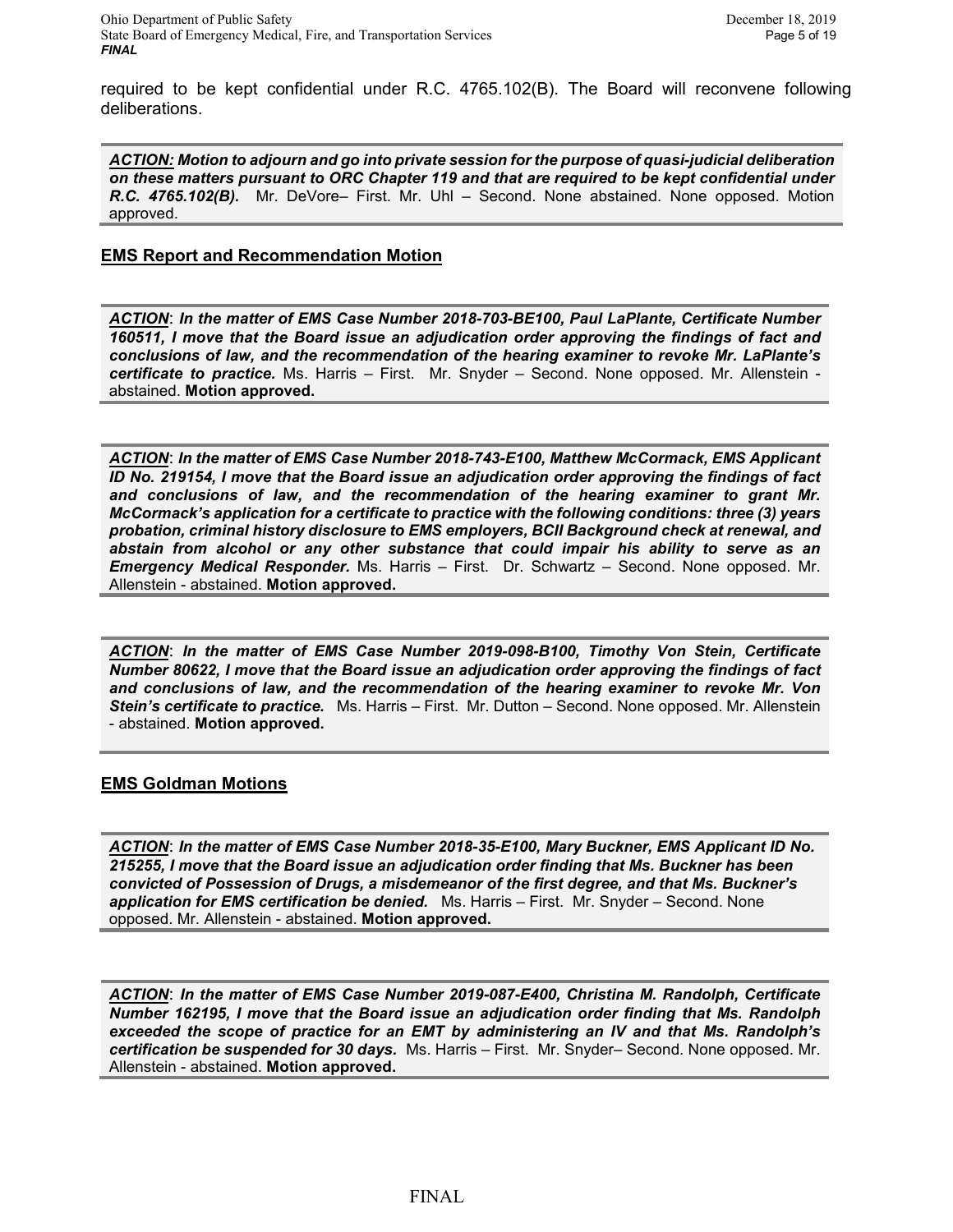required to be kept confidential under R.C. 4765.102(B). The Board will reconvene following deliberations.

***ACTION:* Motion to adjourn and go into private session for the purpose of quasi-judicial deliberation on these matters pursuant to ORC Chapter 119 and that are required to be kept confidential under R.C. 4765.102(B).** Mr. DeVore– First. Mr. Uhl – Second. None abstained. None opposed. Motion approved.

## EMS Report and Recommendation Motion

***ACTION*: In the matter of EMS Case Number 2018-703-BE100, Paul LaPlante, Certificate Number 160511, I move that the Board issue an adjudication order approving the findings of fact and conclusions of law, and the recommendation of the hearing examiner to revoke Mr. LaPlante's certificate to practice.** Ms. Harris – First. Mr. Snyder – Second. None opposed. Mr. Allenstein - abstained. **Motion approved.**

***ACTION*: In the matter of EMS Case Number 2018-743-E100, Matthew McCormack, EMS Applicant ID No. 219154, I move that the Board issue an adjudication order approving the findings of fact and conclusions of law, and the recommendation of the hearing examiner to grant Mr. McCormack's application for a certificate to practice with the following conditions: three (3) years probation, criminal history disclosure to EMS employers, BCII Background check at renewal, and abstain from alcohol or any other substance that could impair his ability to serve as an Emergency Medical Responder.** Ms. Harris – First. Dr. Schwartz – Second. None opposed. Mr. Allenstein - abstained. **Motion approved.**

***ACTION*: In the matter of EMS Case Number 2019-098-B100, Timothy Von Stein, Certificate Number 80622, I move that the Board issue an adjudication order approving the findings of fact and conclusions of law, and the recommendation of the hearing examiner to revoke Mr. Von Stein's certificate to practice.** Ms. Harris – First. Mr. Dutton – Second. None opposed. Mr. Allenstein - abstained. **Motion approved.**

## EMS Goldman Motions

***ACTION*: In the matter of EMS Case Number 2018-35-E100, Mary Buckner, EMS Applicant ID No. 215255, I move that the Board issue an adjudication order finding that Ms. Buckner has been convicted of Possession of Drugs, a misdemeanor of the first degree, and that Ms. Buckner's application for EMS certification be denied.** Ms. Harris – First. Mr. Snyder – Second. None opposed. Mr. Allenstein - abstained. **Motion approved.**

***ACTION*: In the matter of EMS Case Number 2019-087-E400, Christina M. Randolph, Certificate Number 162195, I move that the Board issue an adjudication order finding that Ms. Randolph exceeded the scope of practice for an EMT by administering an IV and that Ms. Randolph's certification be suspended for 30 days.** Ms. Harris – First. Mr. Snyder– Second. None opposed. Mr. Allenstein - abstained. **Motion approved.**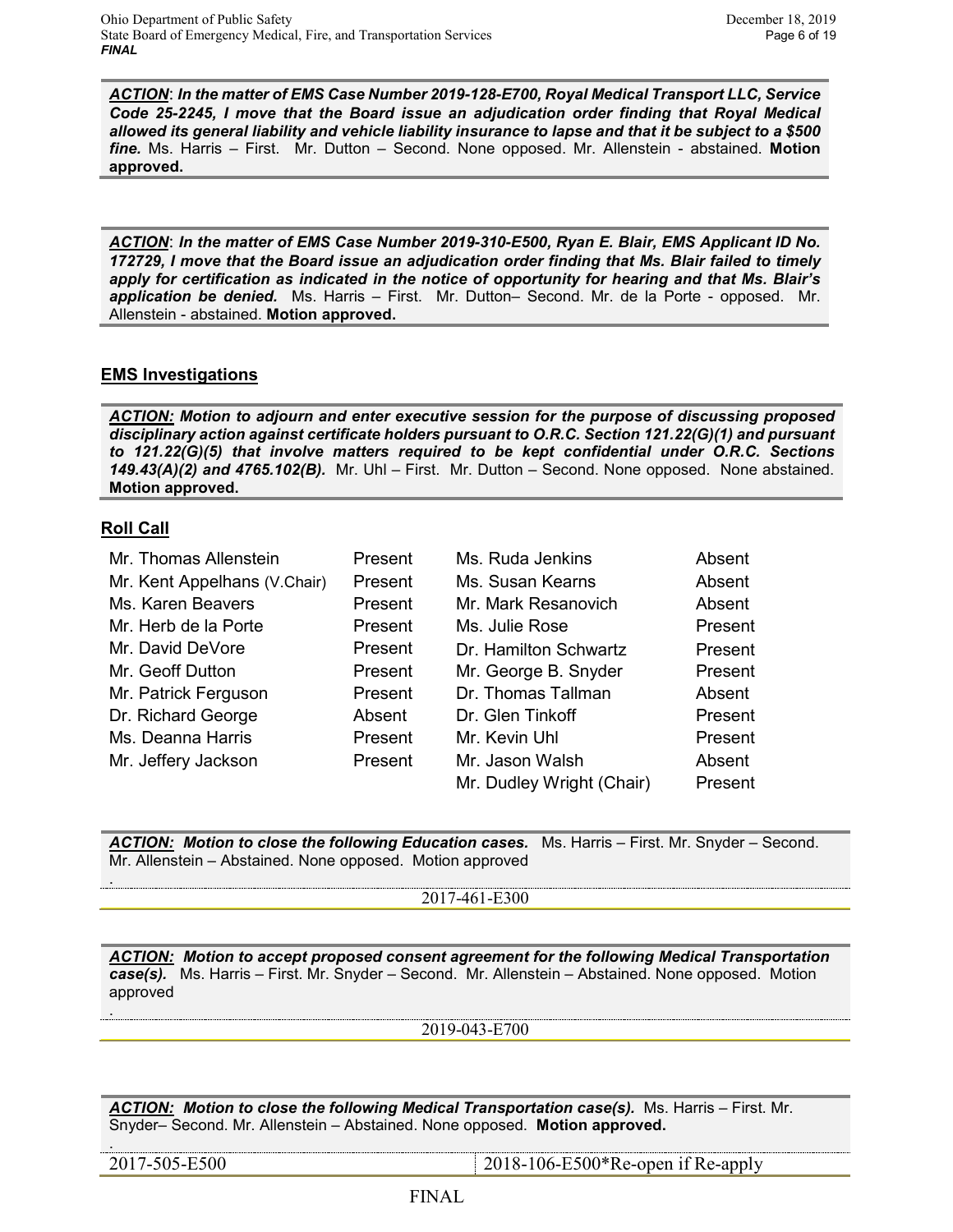***ACTION*: In the matter of EMS Case Number 2019-128-E700, Royal Medical Transport LLC, Service Code 25-2245, I move that the Board issue an adjudication order finding that Royal Medical allowed its general liability and vehicle liability insurance to lapse and that it be subject to a $500 fine.** Ms. Harris – First. Mr. Dutton – Second. None opposed. Mr. Allenstein - abstained. **Motion approved.**

***ACTION*: In the matter of EMS Case Number 2019-310-E500, Ryan E. Blair, EMS Applicant ID No. 172729, I move that the Board issue an adjudication order finding that Ms. Blair failed to timely apply for certification as indicated in the notice of opportunity for hearing and that Ms. Blair's application be denied.** Ms. Harris – First. Mr. Dutton– Second. Mr. de la Porte - opposed. Mr. Allenstein - abstained. **Motion approved.**

## EMS Investigations

***ACTION:* Motion to adjourn and enter executive session for the purpose of discussing proposed disciplinary action against certificate holders pursuant to O.R.C. Section 121.22(G)(1) and pursuant to 121.22(G)(5) that involve matters required to be kept confidential under O.R.C. Sections 149.43(A)(2) and 4765.102(B).** Mr. Uhl – First. Mr. Dutton – Second. None opposed. None abstained. **Motion approved.**

## Roll Call

| | | | |
|---|---|---|---|
| Mr. Thomas Allenstein | Present | Ms. Ruda Jenkins | Absent |
| Mr. Kent Appelhans (V.Chair) | Present | Ms. Susan Kearns | Absent |
| Ms. Karen Beavers | Present | Mr. Mark Resanovich | Absent |
| Mr. Herb de la Porte | Present | Ms. Julie Rose | Present |
| Mr. David DeVore | Present | Dr. Hamilton Schwartz | Present |
| Mr. Geoff Dutton | Present | Mr. George B. Snyder | Present |
| Mr. Patrick Ferguson | Present | Dr. Thomas Tallman | Absent |
| Dr. Richard George | Absent | Dr. Glen Tinkoff | Present |
| Ms. Deanna Harris | Present | Mr. Kevin Uhl | Present |
| Mr. Jeffery Jackson | Present | Mr. Jason Walsh | Absent |
| | | Mr. Dudley Wright (Chair) | Present |

***ACTION:* Motion to close the following Education cases.** Ms. Harris – First. Mr. Snyder – Second. Mr. Allenstein – Abstained. None opposed. Motion approved

.

2017-461-E300

***ACTION:* Motion to accept proposed consent agreement for the following Medical Transportation case(s).** Ms. Harris – First. Mr. Snyder – Second. Mr. Allenstein – Abstained. None opposed. Motion approved

.

2019-043-E700

***ACTION:* Motion to close the following Medical Transportation case(s).** Ms. Harris – First. Mr. Snyder– Second. Mr. Allenstein – Abstained. None opposed. **Motion approved.**

.

| | |
|---|---|
| 2017-505-E500 | 2018-106-E500*Re-open if Re-apply |

FINAL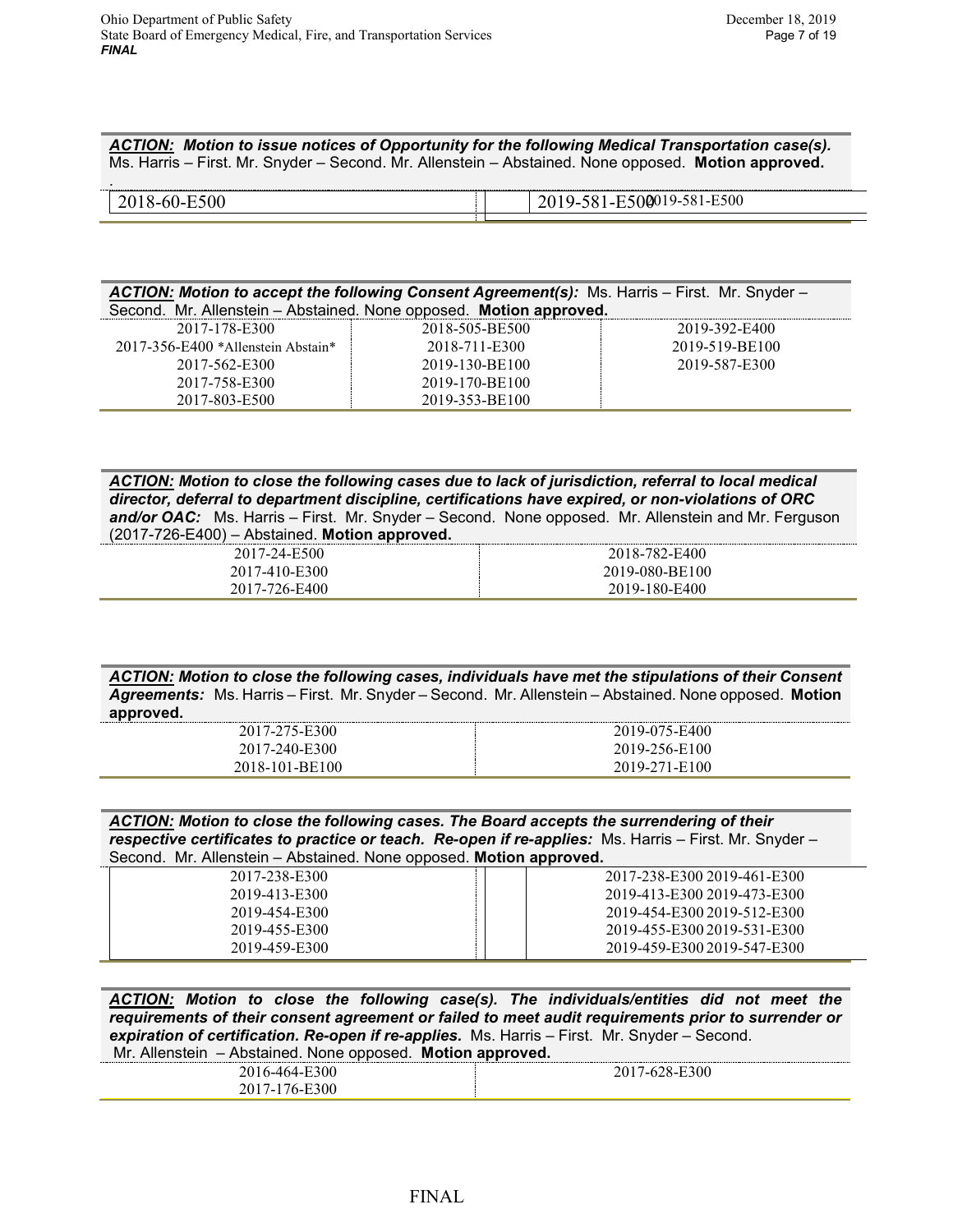***ACTION:*** ***Motion to issue notices of Opportunity for the following Medical Transportation case(s).*** Ms. Harris – First. Mr. Snyder – Second. Mr. Allenstein – Abstained. None opposed. **Motion approved.**

| | |
|---|---|
| 2018-60-E500 | 2019-581-E5002019-581-E500 |

***ACTION:*** ***Motion to accept the following Consent Agreement(s):*** Ms. Harris – First. Mr. Snyder – Second. Mr. Allenstein – Abstained. None opposed. **Motion approved.**

| | | |
|---|---|---|
| 2017-178-E300 | 2018-505-BE500 | 2019-392-E400 |
| 2017-356-E400 *Allenstein Abstain* | 2018-711-E300 | 2019-519-BE100 |
| 2017-562-E300 | 2019-130-BE100 | 2019-587-E300 |
| 2017-758-E300 | 2019-170-BE100 | |
| 2017-803-E500 | 2019-353-BE100 | |

***ACTION:*** ***Motion to close the following cases due to lack of jurisdiction, referral to local medical director, deferral to department discipline, certifications have expired, or non-violations of ORC and/or OAC:*** Ms. Harris – First. Mr. Snyder – Second. None opposed. Mr. Allenstein and Mr. Ferguson (2017-726-E400) – Abstained. **Motion approved.**

| | |
|---|---|
| 2017-24-E500 | 2018-782-E400 |
| 2017-410-E300 | 2019-080-BE100 |
| 2017-726-E400 | 2019-180-E400 |

***ACTION:*** ***Motion to close the following cases, individuals have met the stipulations of their Consent Agreements:*** Ms. Harris – First. Mr. Snyder – Second. Mr. Allenstein – Abstained. None opposed. **Motion approved.**

| | |
|---|---|
| 2017-275-E300 | 2019-075-E400 |
| 2017-240-E300 | 2019-256-E100 |
| 2018-101-BE100 | 2019-271-E100 |

***ACTION:*** ***Motion to close the following cases. The Board accepts the surrendering of their respective certificates to practice or teach. Re-open if re-applies:*** Ms. Harris – First. Mr. Snyder – Second. Mr. Allenstein – Abstained. None opposed. **Motion approved.**

| | |
|---|---|
| 2017-238-E300 | 2017-238-E300 2019-461-E300 |
| 2019-413-E300 | 2019-413-E300 2019-473-E300 |
| 2019-454-E300 | 2019-454-E300 2019-512-E300 |
| 2019-455-E300 | 2019-455-E300 2019-531-E300 |
| 2019-459-E300 | 2019-459-E300 2019-547-E300 |

***ACTION:*** ***Motion to close the following case(s). The individuals/entities did not meet the requirements of their consent agreement or failed to meet audit requirements prior to surrender or expiration of certification. Re-open if re-applies.*** Ms. Harris – First. Mr. Snyder – Second. Mr. Allenstein – Abstained. None opposed. **Motion approved.**

| | |
|---|---|
| 2016-464-E300 | 2017-628-E300 |
| 2017-176-E300 | |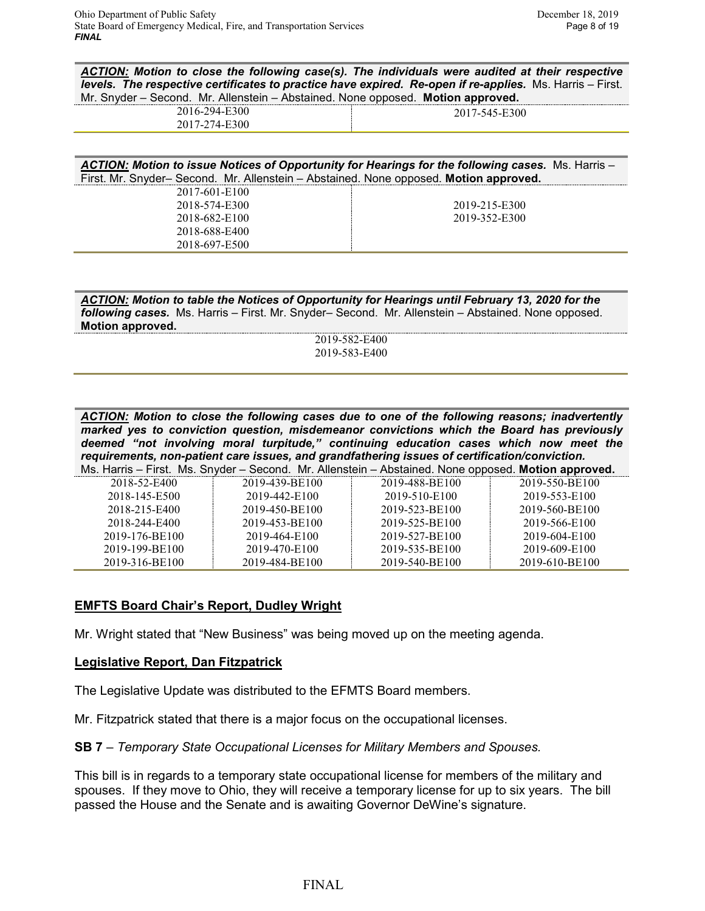***ACTION:*** ***Motion to close the following case(s). The individuals were audited at their respective levels. The respective certificates to practice have expired. Re-open if re-applies.*** Ms. Harris – First. Mr. Snyder – Second. Mr. Allenstein – Abstained. None opposed. **Motion approved.**

| | |
|---|---|
| 2016-294-E300 | 2017-545-E300 |
| 2017-274-E300 | |

***ACTION:*** ***Motion to issue Notices of Opportunity for Hearings for the following cases.*** Ms. Harris – First. Mr. Snyder– Second. Mr. Allenstein – Abstained. None opposed. **Motion approved.**

| | |
|---|---|
| 2017-601-E100 | |
| 2018-574-E300 | 2019-215-E300 |
| 2018-682-E100 | 2019-352-E300 |
| 2018-688-E400 | |
| 2018-697-E500 | |

***ACTION:*** ***Motion to table the Notices of Opportunity for Hearings until February 13, 2020 for the following cases.*** Ms. Harris – First. Mr. Snyder– Second. Mr. Allenstein – Abstained. None opposed. **Motion approved.**

2019-582-E400
2019-583-E400

***ACTION:*** ***Motion to close the following cases due to one of the following reasons; inadvertently marked yes to conviction question, misdemeanor convictions which the Board has previously deemed "not involving moral turpitude," continuing education cases which now meet the requirements, non-patient care issues, and grandfathering issues of certification/conviction.*** Ms. Harris – First. Ms. Snyder – Second. Mr. Allenstein – Abstained. None opposed. **Motion approved.**

| | | | |
|---|---|---|---|
| 2018-52-E400 | 2019-439-BE100 | 2019-488-BE100 | 2019-550-BE100 |
| 2018-145-E500 | 2019-442-E100 | 2019-510-E100 | 2019-553-E100 |
| 2018-215-E400 | 2019-450-BE100 | 2019-523-BE100 | 2019-560-BE100 |
| 2018-244-E400 | 2019-453-BE100 | 2019-525-BE100 | 2019-566-E100 |
| 2019-176-BE100 | 2019-464-E100 | 2019-527-BE100 | 2019-604-E100 |
| 2019-199-BE100 | 2019-470-E100 | 2019-535-BE100 | 2019-609-E100 |
| 2019-316-BE100 | 2019-484-BE100 | 2019-540-BE100 | 2019-610-BE100 |

## EMFTS Board Chair's Report, Dudley Wright

Mr. Wright stated that "New Business" was being moved up on the meeting agenda.

## Legislative Report, Dan Fitzpatrick

The Legislative Update was distributed to the EFMTS Board members.

Mr. Fitzpatrick stated that there is a major focus on the occupational licenses.

**SB 7** – *Temporary State Occupational Licenses for Military Members and Spouses.*

This bill is in regards to a temporary state occupational license for members of the military and spouses. If they move to Ohio, they will receive a temporary license for up to six years. The bill passed the House and the Senate and is awaiting Governor DeWine's signature.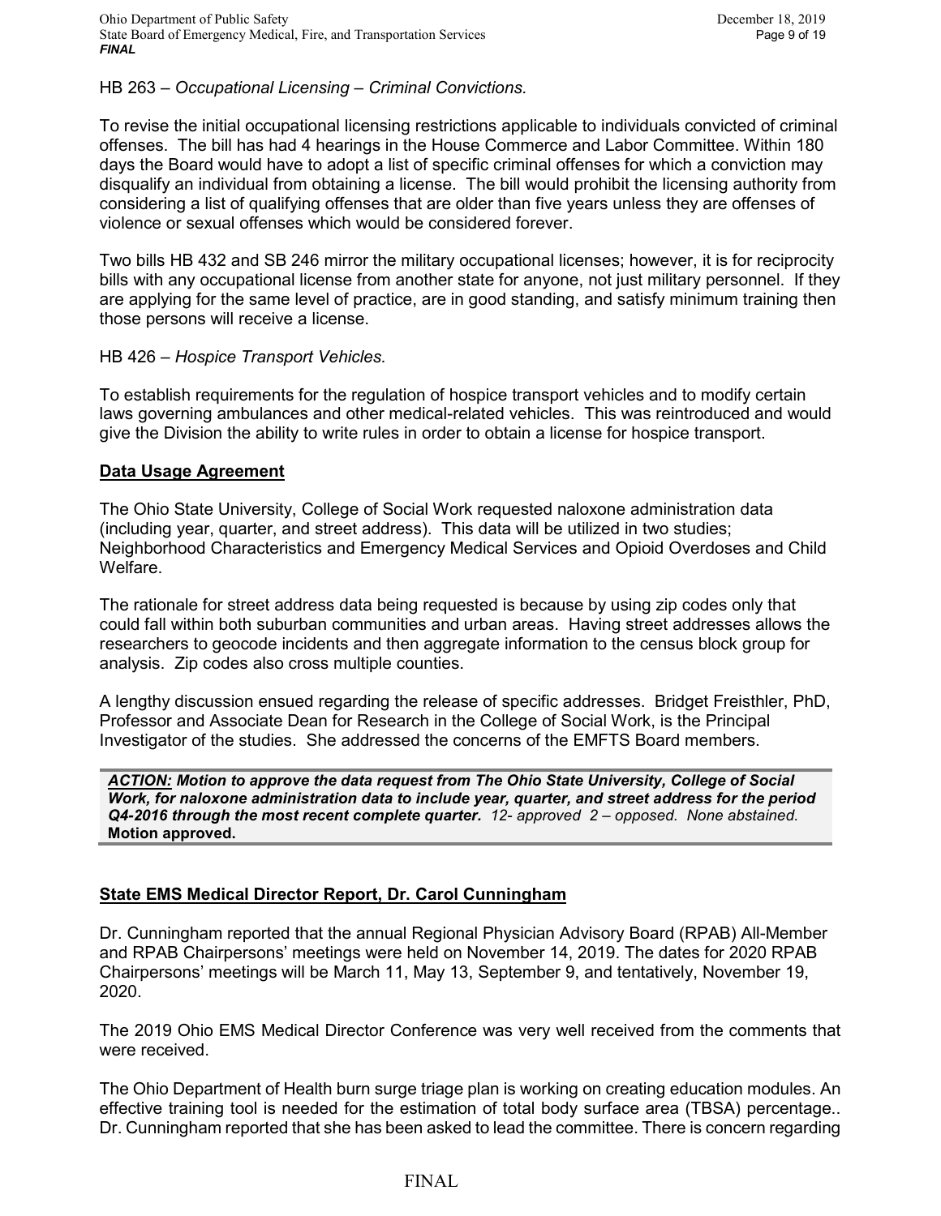HB 263 – *Occupational Licensing – Criminal Convictions.*

To revise the initial occupational licensing restrictions applicable to individuals convicted of criminal offenses. The bill has had 4 hearings in the House Commerce and Labor Committee. Within 180 days the Board would have to adopt a list of specific criminal offenses for which a conviction may disqualify an individual from obtaining a license. The bill would prohibit the licensing authority from considering a list of qualifying offenses that are older than five years unless they are offenses of violence or sexual offenses which would be considered forever.

Two bills HB 432 and SB 246 mirror the military occupational licenses; however, it is for reciprocity bills with any occupational license from another state for anyone, not just military personnel. If they are applying for the same level of practice, are in good standing, and satisfy minimum training then those persons will receive a license.

HB 426 – *Hospice Transport Vehicles.*

To establish requirements for the regulation of hospice transport vehicles and to modify certain laws governing ambulances and other medical-related vehicles. This was reintroduced and would give the Division the ability to write rules in order to obtain a license for hospice transport.

**Data Usage Agreement**

The Ohio State University, College of Social Work requested naloxone administration data (including year, quarter, and street address). This data will be utilized in two studies; Neighborhood Characteristics and Emergency Medical Services and Opioid Overdoses and Child Welfare.

The rationale for street address data being requested is because by using zip codes only that could fall within both suburban communities and urban areas. Having street addresses allows the researchers to geocode incidents and then aggregate information to the census block group for analysis. Zip codes also cross multiple counties.

A lengthy discussion ensued regarding the release of specific addresses. Bridget Freisthler, PhD, Professor and Associate Dean for Research in the College of Social Work, is the Principal Investigator of the studies. She addressed the concerns of the EMFTS Board members.

> ***ACTION:* Motion to approve the data request from The Ohio State University, College of Social Work, for naloxone administration data to include year, quarter, and street address for the period Q4-2016 through the most recent complete quarter.** *12- approved 2 – opposed. None abstained.*
> **Motion approved.**

**State EMS Medical Director Report, Dr. Carol Cunningham**

Dr. Cunningham reported that the annual Regional Physician Advisory Board (RPAB) All-Member and RPAB Chairpersons' meetings were held on November 14, 2019. The dates for 2020 RPAB Chairpersons' meetings will be March 11, May 13, September 9, and tentatively, November 19, 2020.

The 2019 Ohio EMS Medical Director Conference was very well received from the comments that were received.

The Ohio Department of Health burn surge triage plan is working on creating education modules. An effective training tool is needed for the estimation of total body surface area (TBSA) percentage.. Dr. Cunningham reported that she has been asked to lead the committee. There is concern regarding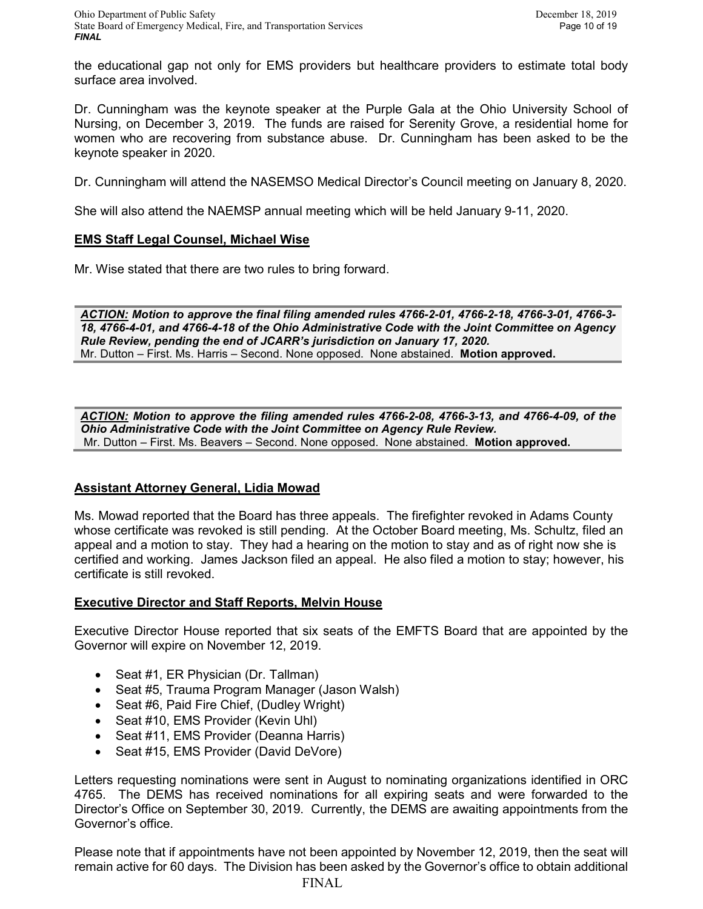the educational gap not only for EMS providers but healthcare providers to estimate total body surface area involved.

Dr. Cunningham was the keynote speaker at the Purple Gala at the Ohio University School of Nursing, on December 3, 2019. The funds are raised for Serenity Grove, a residential home for women who are recovering from substance abuse. Dr. Cunningham has been asked to be the keynote speaker in 2020.

Dr. Cunningham will attend the NASEMSO Medical Director's Council meeting on January 8, 2020.

She will also attend the NAEMSP annual meeting which will be held January 9-11, 2020.

**EMS Staff Legal Counsel, Michael Wise**

Mr. Wise stated that there are two rules to bring forward.

***ACTION:*** ***Motion to approve the final filing amended rules 4766-2-01, 4766-2-18, 4766-3-01, 4766-3-18, 4766-4-01, and 4766-4-18 of the Ohio Administrative Code with the Joint Committee on Agency Rule Review, pending the end of JCARR's jurisdiction on January 17, 2020.***
Mr. Dutton – First. Ms. Harris – Second. None opposed. None abstained. **Motion approved.**

***ACTION:*** ***Motion to approve the filing amended rules 4766-2-08, 4766-3-13, and 4766-4-09, of the Ohio Administrative Code with the Joint Committee on Agency Rule Review.***
Mr. Dutton – First. Ms. Beavers – Second. None opposed. None abstained. **Motion approved.**

**Assistant Attorney General, Lidia Mowad**

Ms. Mowad reported that the Board has three appeals. The firefighter revoked in Adams County whose certificate was revoked is still pending. At the October Board meeting, Ms. Schultz, filed an appeal and a motion to stay. They had a hearing on the motion to stay and as of right now she is certified and working. James Jackson filed an appeal. He also filed a motion to stay; however, his certificate is still revoked.

**Executive Director and Staff Reports, Melvin House**

Executive Director House reported that six seats of the EMFTS Board that are appointed by the Governor will expire on November 12, 2019.

- Seat #1, ER Physician (Dr. Tallman)
- Seat #5, Trauma Program Manager (Jason Walsh)
- Seat #6, Paid Fire Chief, (Dudley Wright)
- Seat #10, EMS Provider (Kevin Uhl)
- Seat #11, EMS Provider (Deanna Harris)
- Seat #15, EMS Provider (David DeVore)

Letters requesting nominations were sent in August to nominating organizations identified in ORC 4765. The DEMS has received nominations for all expiring seats and were forwarded to the Director's Office on September 30, 2019. Currently, the DEMS are awaiting appointments from the Governor's office.

Please note that if appointments have not been appointed by November 12, 2019, then the seat will remain active for 60 days. The Division has been asked by the Governor's office to obtain additional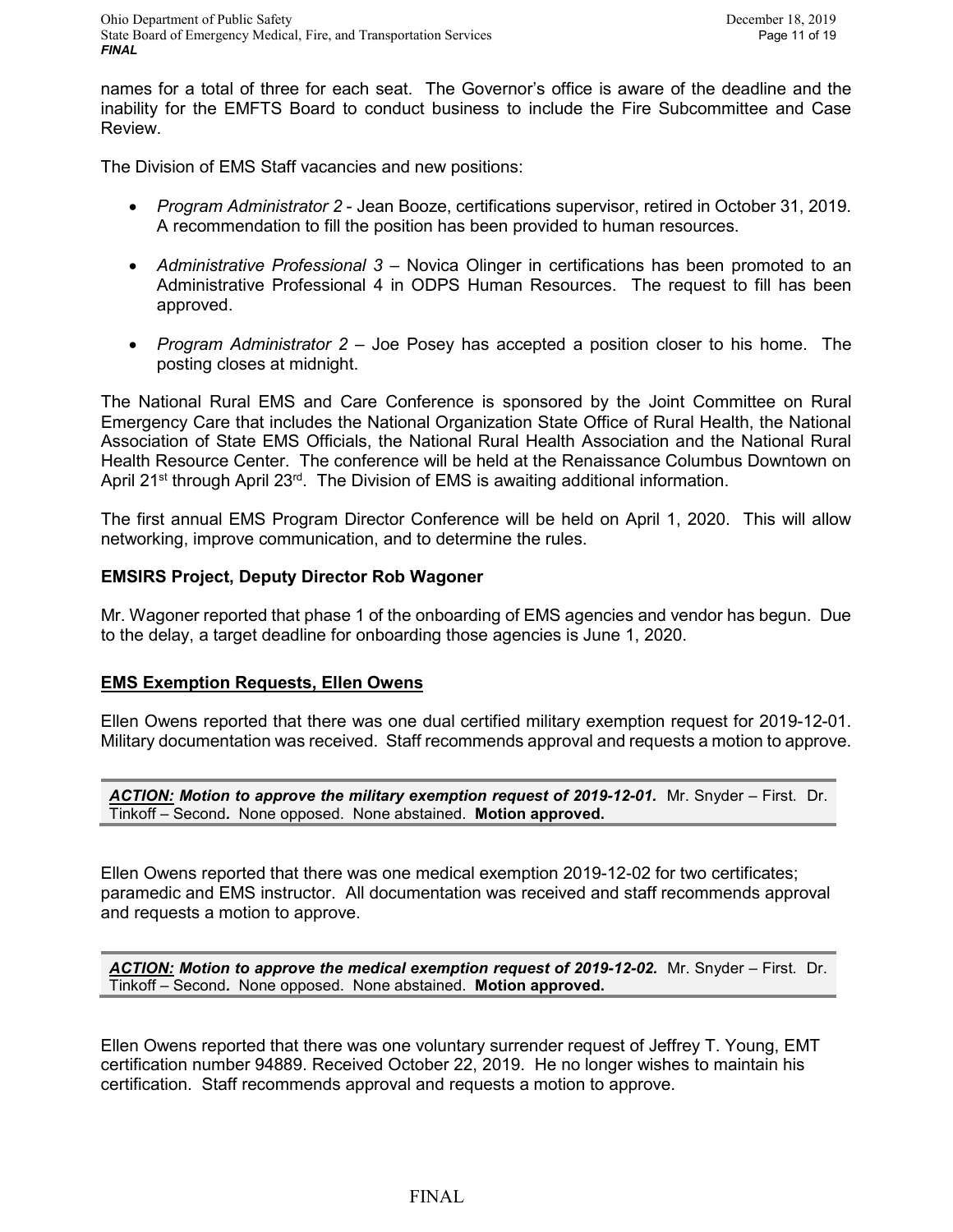names for a total of three for each seat. The Governor's office is aware of the deadline and the inability for the EMFTS Board to conduct business to include the Fire Subcommittee and Case Review.

The Division of EMS Staff vacancies and new positions:

- *Program Administrator 2* - Jean Booze, certifications supervisor, retired in October 31, 2019. A recommendation to fill the position has been provided to human resources.

- *Administrative Professional 3* – Novica Olinger in certifications has been promoted to an Administrative Professional 4 in ODPS Human Resources. The request to fill has been approved.

- *Program Administrator 2* – Joe Posey has accepted a position closer to his home. The posting closes at midnight.

The National Rural EMS and Care Conference is sponsored by the Joint Committee on Rural Emergency Care that includes the National Organization State Office of Rural Health, the National Association of State EMS Officials, the National Rural Health Association and the National Rural Health Resource Center. The conference will be held at the Renaissance Columbus Downtown on April 21st through April 23rd. The Division of EMS is awaiting additional information.

The first annual EMS Program Director Conference will be held on April 1, 2020. This will allow networking, improve communication, and to determine the rules.

**EMSIRS Project, Deputy Director Rob Wagoner**

Mr. Wagoner reported that phase 1 of the onboarding of EMS agencies and vendor has begun. Due to the delay, a target deadline for onboarding those agencies is June 1, 2020.

**EMS Exemption Requests, Ellen Owens**

Ellen Owens reported that there was one dual certified military exemption request for 2019-12-01. Military documentation was received. Staff recommends approval and requests a motion to approve.

***ACTION:* *Motion to approve the military exemption request of 2019-12-01.*** Mr. Snyder – First. Dr. Tinkoff – Second. None opposed. None abstained. **Motion approved.**

Ellen Owens reported that there was one medical exemption 2019-12-02 for two certificates; paramedic and EMS instructor. All documentation was received and staff recommends approval and requests a motion to approve.

***ACTION:* *Motion to approve the medical exemption request of 2019-12-02.*** Mr. Snyder – First. Dr. Tinkoff – Second. None opposed. None abstained. **Motion approved.**

Ellen Owens reported that there was one voluntary surrender request of Jeffrey T. Young, EMT certification number 94889. Received October 22, 2019. He no longer wishes to maintain his certification. Staff recommends approval and requests a motion to approve.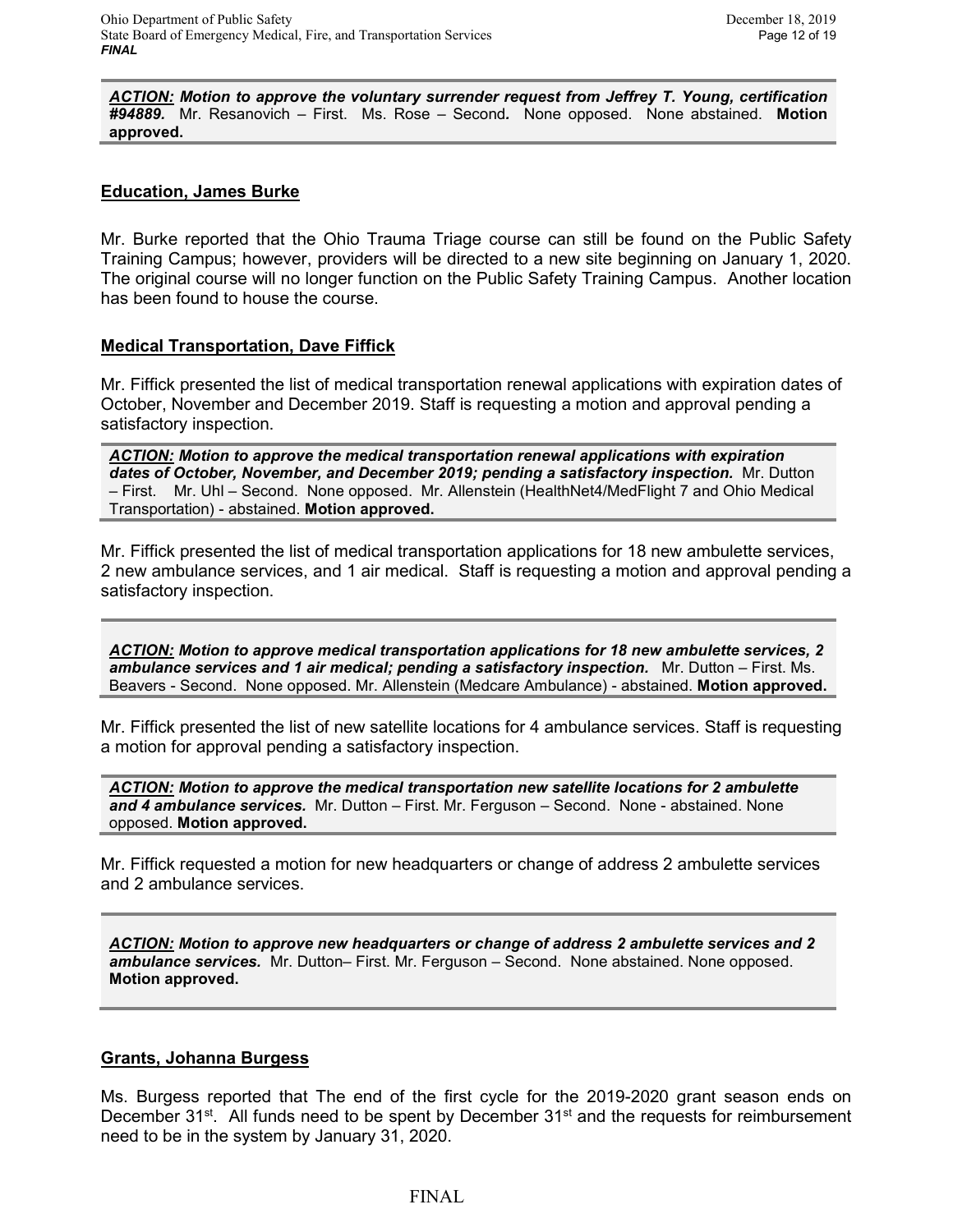***ACTION:*** ***Motion to approve the voluntary surrender request from Jeffrey T. Young, certification #94889.*** Mr. Resanovich – First. Ms. Rose – Second***.*** None opposed. None abstained. **Motion approved.**

**Education, James Burke**

Mr. Burke reported that the Ohio Trauma Triage course can still be found on the Public Safety Training Campus; however, providers will be directed to a new site beginning on January 1, 2020. The original course will no longer function on the Public Safety Training Campus. Another location has been found to house the course.

**Medical Transportation, Dave Fiffick**

Mr. Fiffick presented the list of medical transportation renewal applications with expiration dates of October, November and December 2019. Staff is requesting a motion and approval pending a satisfactory inspection.

***ACTION:*** ***Motion to approve the medical transportation renewal applications with expiration dates of October, November, and December 2019; pending a satisfactory inspection.*** Mr. Dutton – First. Mr. Uhl – Second. None opposed. Mr. Allenstein (HealthNet4/MedFlight 7 and Ohio Medical Transportation) - abstained. **Motion approved.**

Mr. Fiffick presented the list of medical transportation applications for 18 new ambulette services, 2 new ambulance services, and 1 air medical. Staff is requesting a motion and approval pending a satisfactory inspection.

***ACTION:*** ***Motion to approve medical transportation applications for 18 new ambulette services, 2 ambulance services and 1 air medical; pending a satisfactory inspection.*** Mr. Dutton – First. Ms. Beavers - Second. None opposed. Mr. Allenstein (Medcare Ambulance) - abstained. **Motion approved.**

Mr. Fiffick presented the list of new satellite locations for 4 ambulance services. Staff is requesting a motion for approval pending a satisfactory inspection.

***ACTION:*** ***Motion to approve the medical transportation new satellite locations for 2 ambulette and 4 ambulance services.*** Mr. Dutton – First. Mr. Ferguson – Second. None - abstained. None opposed. **Motion approved.**

Mr. Fiffick requested a motion for new headquarters or change of address 2 ambulette services and 2 ambulance services.

***ACTION:*** ***Motion to approve new headquarters or change of address 2 ambulette services and 2 ambulance services.*** Mr. Dutton– First. Mr. Ferguson – Second. None abstained. None opposed. **Motion approved.**

**Grants, Johanna Burgess**

Ms. Burgess reported that The end of the first cycle for the 2019-2020 grant season ends on December 31st. All funds need to be spent by December 31st and the requests for reimbursement need to be in the system by January 31, 2020.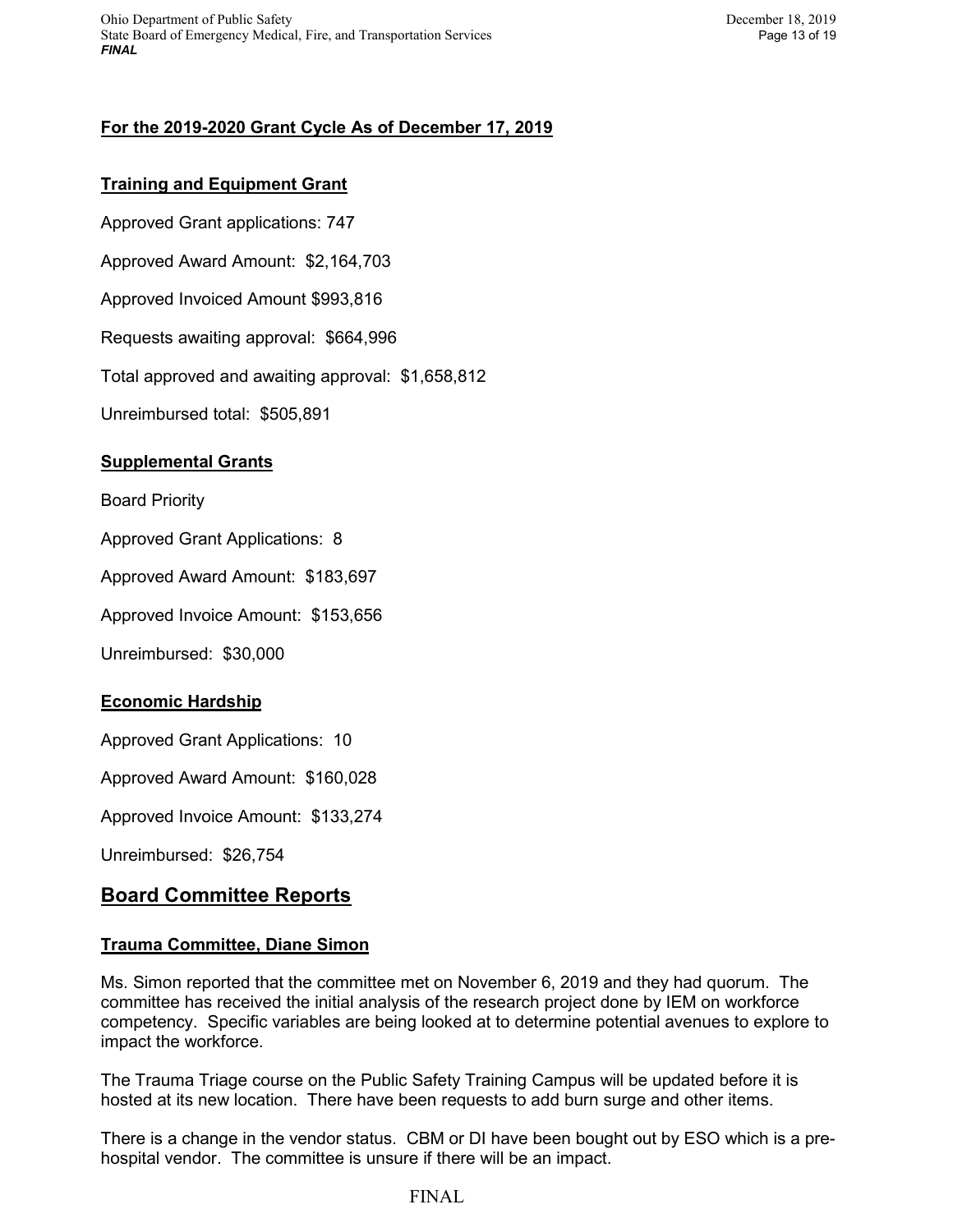**For the 2019-2020 Grant Cycle As of December 17, 2019**

**Training and Equipment Grant**

Approved Grant applications: 747

Approved Award Amount: $2,164,703

Approved Invoiced Amount $993,816

Requests awaiting approval: $664,996

Total approved and awaiting approval: $1,658,812

Unreimbursed total: $505,891

**Supplemental Grants**

Board Priority

Approved Grant Applications: 8

Approved Award Amount: $183,697

Approved Invoice Amount: $153,656

Unreimbursed: $30,000

**Economic Hardship**

Approved Grant Applications: 10

Approved Award Amount: $160,028

Approved Invoice Amount: $133,274

Unreimbursed: $26,754

## Board Committee Reports

### Trauma Committee, Diane Simon

Ms. Simon reported that the committee met on November 6, 2019 and they had quorum. The committee has received the initial analysis of the research project done by IEM on workforce competency. Specific variables are being looked at to determine potential avenues to explore to impact the workforce.

The Trauma Triage course on the Public Safety Training Campus will be updated before it is hosted at its new location. There have been requests to add burn surge and other items.

There is a change in the vendor status. CBM or DI have been bought out by ESO which is a pre-hospital vendor. The committee is unsure if there will be an impact.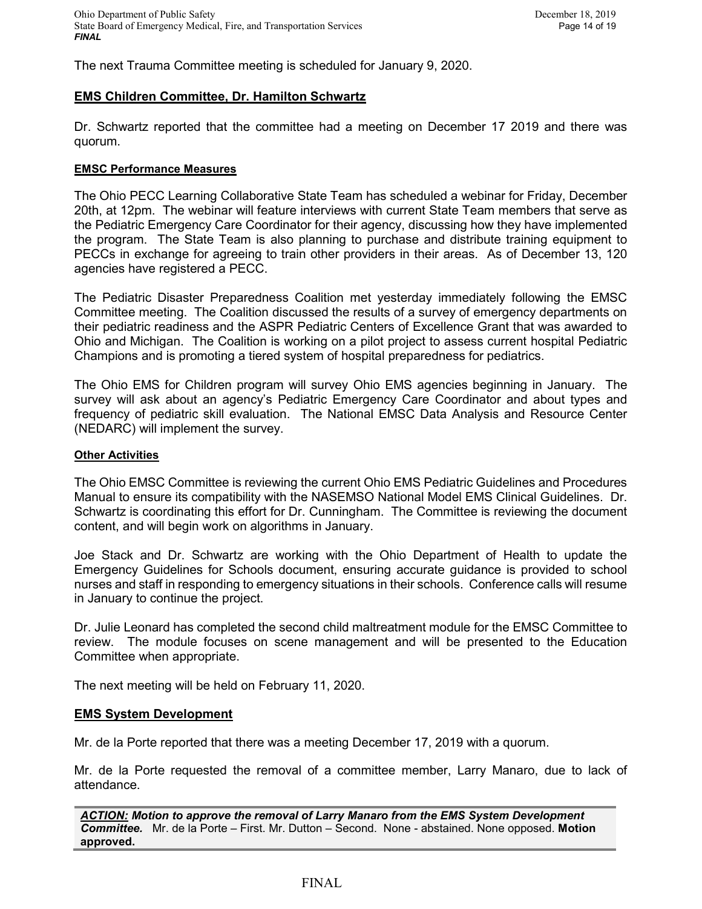The next Trauma Committee meeting is scheduled for January 9, 2020.

## EMS Children Committee, Dr. Hamilton Schwartz

Dr. Schwartz reported that the committee had a meeting on December 17 2019 and there was quorum.

### EMSC Performance Measures

The Ohio PECC Learning Collaborative State Team has scheduled a webinar for Friday, December 20th, at 12pm. The webinar will feature interviews with current State Team members that serve as the Pediatric Emergency Care Coordinator for their agency, discussing how they have implemented the program. The State Team is also planning to purchase and distribute training equipment to PECCs in exchange for agreeing to train other providers in their areas. As of December 13, 120 agencies have registered a PECC.

The Pediatric Disaster Preparedness Coalition met yesterday immediately following the EMSC Committee meeting. The Coalition discussed the results of a survey of emergency departments on their pediatric readiness and the ASPR Pediatric Centers of Excellence Grant that was awarded to Ohio and Michigan. The Coalition is working on a pilot project to assess current hospital Pediatric Champions and is promoting a tiered system of hospital preparedness for pediatrics.

The Ohio EMS for Children program will survey Ohio EMS agencies beginning in January. The survey will ask about an agency's Pediatric Emergency Care Coordinator and about types and frequency of pediatric skill evaluation. The National EMSC Data Analysis and Resource Center (NEDARC) will implement the survey.

### Other Activities

The Ohio EMSC Committee is reviewing the current Ohio EMS Pediatric Guidelines and Procedures Manual to ensure its compatibility with the NASEMSO National Model EMS Clinical Guidelines. Dr. Schwartz is coordinating this effort for Dr. Cunningham. The Committee is reviewing the document content, and will begin work on algorithms in January.

Joe Stack and Dr. Schwartz are working with the Ohio Department of Health to update the Emergency Guidelines for Schools document, ensuring accurate guidance is provided to school nurses and staff in responding to emergency situations in their schools. Conference calls will resume in January to continue the project.

Dr. Julie Leonard has completed the second child maltreatment module for the EMSC Committee to review. The module focuses on scene management and will be presented to the Education Committee when appropriate.

The next meeting will be held on February 11, 2020.

## EMS System Development

Mr. de la Porte reported that there was a meeting December 17, 2019 with a quorum.

Mr. de la Porte requested the removal of a committee member, Larry Manaro, due to lack of attendance.

***ACTION:* Motion to approve the removal of Larry Manaro from the EMS System Development Committee.** Mr. de la Porte – First. Mr. Dutton – Second. None - abstained. None opposed. **Motion approved.**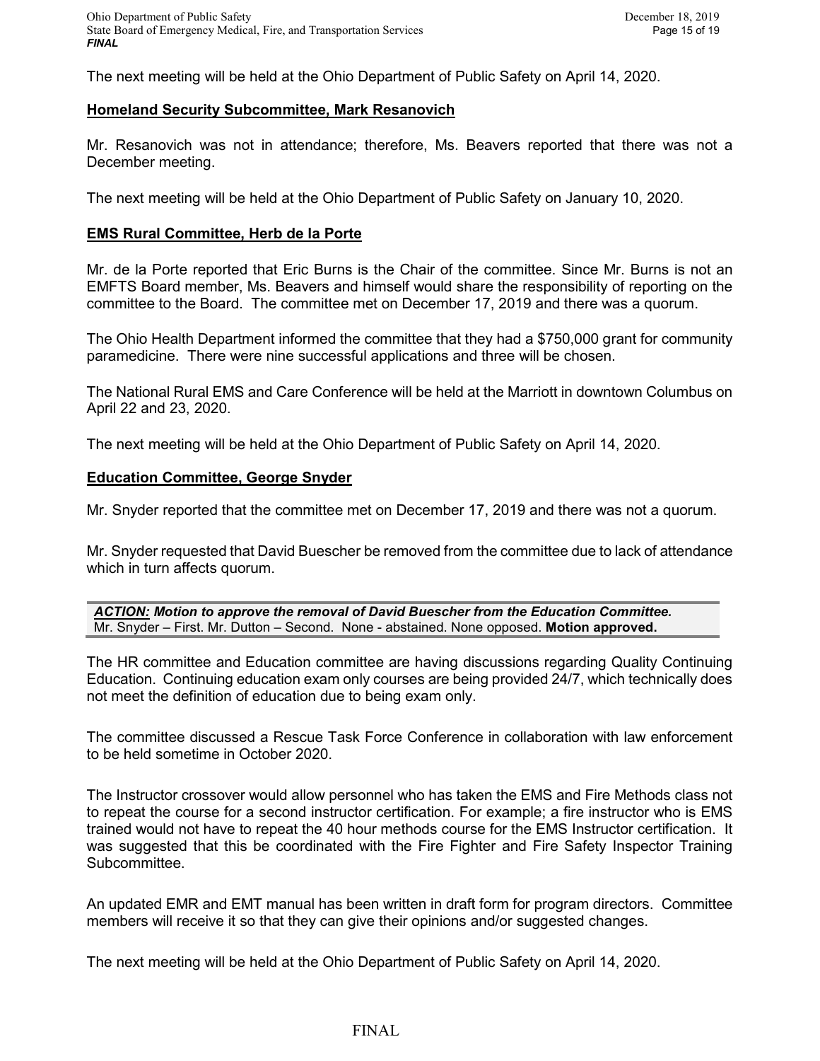The next meeting will be held at the Ohio Department of Public Safety on April 14, 2020.

## **Homeland Security Subcommittee, Mark Resanovich**

Mr. Resanovich was not in attendance; therefore, Ms. Beavers reported that there was not a December meeting.

The next meeting will be held at the Ohio Department of Public Safety on January 10, 2020.

## **EMS Rural Committee, Herb de la Porte**

Mr. de la Porte reported that Eric Burns is the Chair of the committee. Since Mr. Burns is not an EMFTS Board member, Ms. Beavers and himself would share the responsibility of reporting on the committee to the Board. The committee met on December 17, 2019 and there was a quorum.

The Ohio Health Department informed the committee that they had a $750,000 grant for community paramedicine. There were nine successful applications and three will be chosen.

The National Rural EMS and Care Conference will be held at the Marriott in downtown Columbus on April 22 and 23, 2020.

The next meeting will be held at the Ohio Department of Public Safety on April 14, 2020.

## **Education Committee, George Snyder**

Mr. Snyder reported that the committee met on December 17, 2019 and there was not a quorum.

Mr. Snyder requested that David Buescher be removed from the committee due to lack of attendance which in turn affects quorum.

***ACTION:*** ***Motion to approve the removal of David Buescher from the Education Committee.***
Mr. Snyder – First. Mr. Dutton – Second. None - abstained. None opposed. **Motion approved.**

The HR committee and Education committee are having discussions regarding Quality Continuing Education. Continuing education exam only courses are being provided 24/7, which technically does not meet the definition of education due to being exam only.

The committee discussed a Rescue Task Force Conference in collaboration with law enforcement to be held sometime in October 2020.

The Instructor crossover would allow personnel who has taken the EMS and Fire Methods class not to repeat the course for a second instructor certification. For example; a fire instructor who is EMS trained would not have to repeat the 40 hour methods course for the EMS Instructor certification. It was suggested that this be coordinated with the Fire Fighter and Fire Safety Inspector Training Subcommittee.

An updated EMR and EMT manual has been written in draft form for program directors. Committee members will receive it so that they can give their opinions and/or suggested changes.

The next meeting will be held at the Ohio Department of Public Safety on April 14, 2020.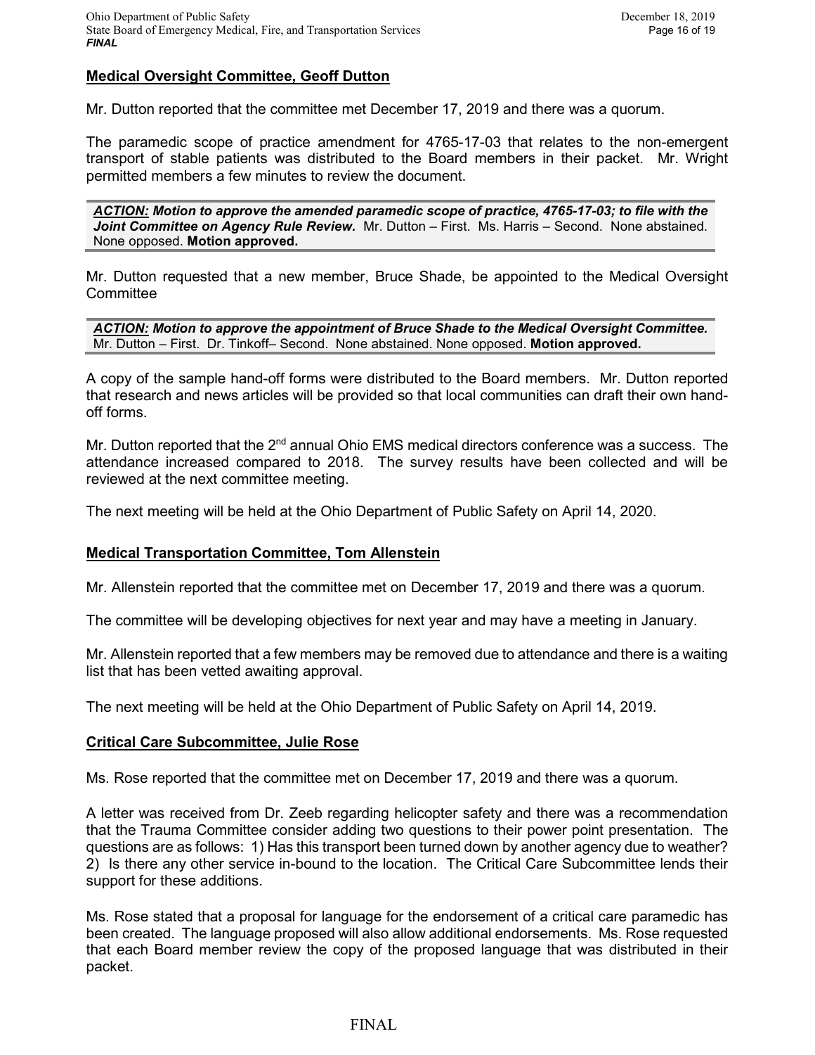**Medical Oversight Committee, Geoff Dutton**

Mr. Dutton reported that the committee met December 17, 2019 and there was a quorum.

The paramedic scope of practice amendment for 4765-17-03 that relates to the non-emergent transport of stable patients was distributed to the Board members in their packet. Mr. Wright permitted members a few minutes to review the document.

> ***ACTION:*** ***Motion to approve the amended paramedic scope of practice, 4765-17-03; to file with the Joint Committee on Agency Rule Review.*** Mr. Dutton – First. Ms. Harris – Second. None abstained. None opposed. **Motion approved.**

Mr. Dutton requested that a new member, Bruce Shade, be appointed to the Medical Oversight Committee

> ***ACTION:*** ***Motion to approve the appointment of Bruce Shade to the Medical Oversight Committee.*** Mr. Dutton – First. Dr. Tinkoff– Second. None abstained. None opposed. **Motion approved.**

A copy of the sample hand-off forms were distributed to the Board members. Mr. Dutton reported that research and news articles will be provided so that local communities can draft their own hand-off forms.

Mr. Dutton reported that the 2nd annual Ohio EMS medical directors conference was a success. The attendance increased compared to 2018. The survey results have been collected and will be reviewed at the next committee meeting.

The next meeting will be held at the Ohio Department of Public Safety on April 14, 2020.

**Medical Transportation Committee, Tom Allenstein**

Mr. Allenstein reported that the committee met on December 17, 2019 and there was a quorum.

The committee will be developing objectives for next year and may have a meeting in January.

Mr. Allenstein reported that a few members may be removed due to attendance and there is a waiting list that has been vetted awaiting approval.

The next meeting will be held at the Ohio Department of Public Safety on April 14, 2019.

**Critical Care Subcommittee, Julie Rose**

Ms. Rose reported that the committee met on December 17, 2019 and there was a quorum.

A letter was received from Dr. Zeeb regarding helicopter safety and there was a recommendation that the Trauma Committee consider adding two questions to their power point presentation. The questions are as follows: 1) Has this transport been turned down by another agency due to weather? 2) Is there any other service in-bound to the location. The Critical Care Subcommittee lends their support for these additions.

Ms. Rose stated that a proposal for language for the endorsement of a critical care paramedic has been created. The language proposed will also allow additional endorsements. Ms. Rose requested that each Board member review the copy of the proposed language that was distributed in their packet.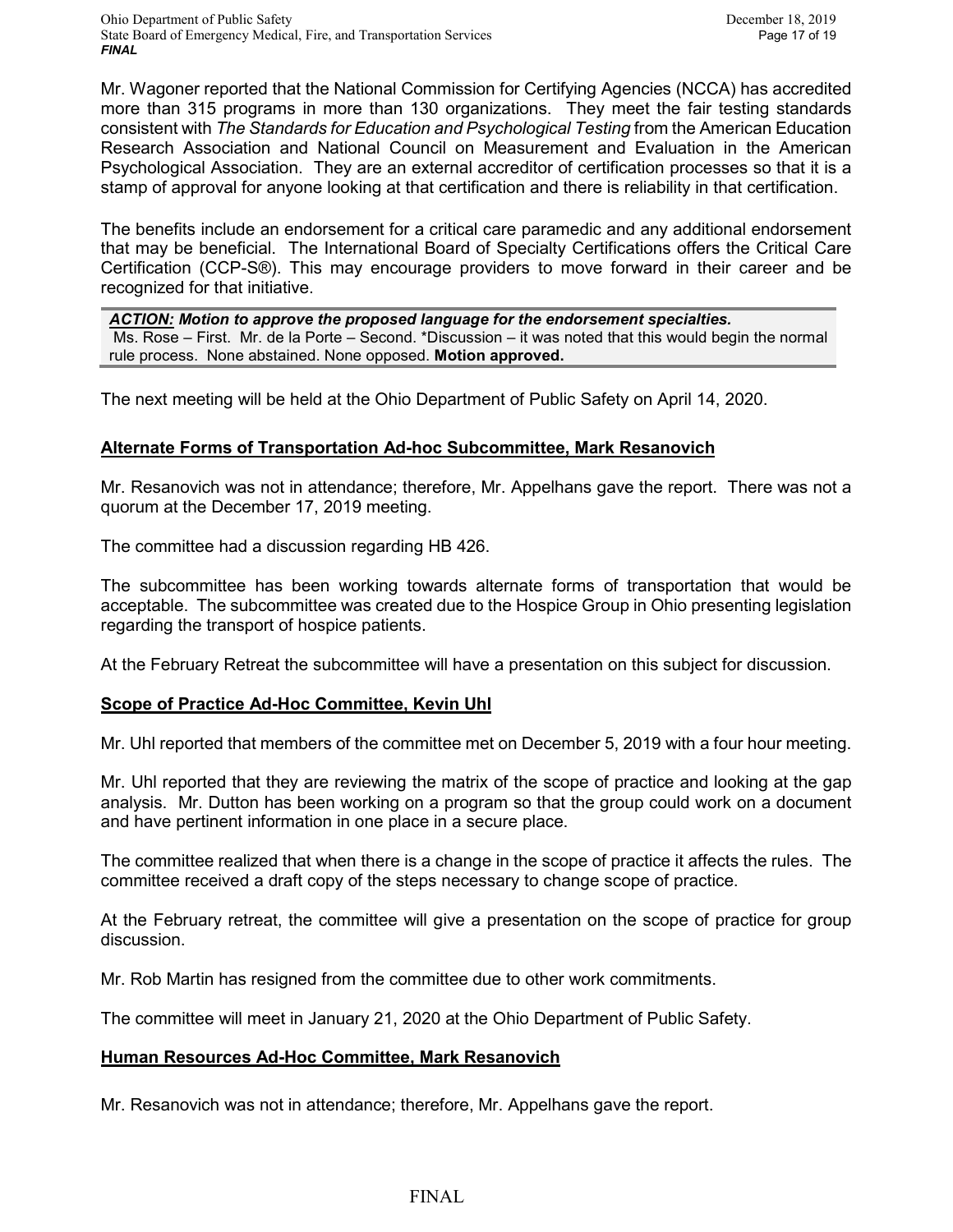Mr. Wagoner reported that the National Commission for Certifying Agencies (NCCA) has accredited more than 315 programs in more than 130 organizations. They meet the fair testing standards consistent with *The Standards for Education and Psychological Testing* from the American Education Research Association and National Council on Measurement and Evaluation in the American Psychological Association. They are an external accreditor of certification processes so that it is a stamp of approval for anyone looking at that certification and there is reliability in that certification.

The benefits include an endorsement for a critical care paramedic and any additional endorsement that may be beneficial. The International Board of Specialty Certifications offers the Critical Care Certification (CCP-S®). This may encourage providers to move forward in their career and be recognized for that initiative.

***ACTION:* Motion to approve the proposed language for the endorsement specialties.**
Ms. Rose – First. Mr. de la Porte – Second. *Discussion – it was noted that this would begin the normal rule process. None abstained. None opposed. **Motion approved.**

The next meeting will be held at the Ohio Department of Public Safety on April 14, 2020.

**Alternate Forms of Transportation Ad-hoc Subcommittee, Mark Resanovich**

Mr. Resanovich was not in attendance; therefore, Mr. Appelhans gave the report. There was not a quorum at the December 17, 2019 meeting.

The committee had a discussion regarding HB 426.

The subcommittee has been working towards alternate forms of transportation that would be acceptable. The subcommittee was created due to the Hospice Group in Ohio presenting legislation regarding the transport of hospice patients.

At the February Retreat the subcommittee will have a presentation on this subject for discussion.

**Scope of Practice Ad-Hoc Committee, Kevin Uhl**

Mr. Uhl reported that members of the committee met on December 5, 2019 with a four hour meeting.

Mr. Uhl reported that they are reviewing the matrix of the scope of practice and looking at the gap analysis. Mr. Dutton has been working on a program so that the group could work on a document and have pertinent information in one place in a secure place.

The committee realized that when there is a change in the scope of practice it affects the rules. The committee received a draft copy of the steps necessary to change scope of practice.

At the February retreat, the committee will give a presentation on the scope of practice for group discussion.

Mr. Rob Martin has resigned from the committee due to other work commitments.

The committee will meet in January 21, 2020 at the Ohio Department of Public Safety.

**Human Resources Ad-Hoc Committee, Mark Resanovich**

Mr. Resanovich was not in attendance; therefore, Mr. Appelhans gave the report.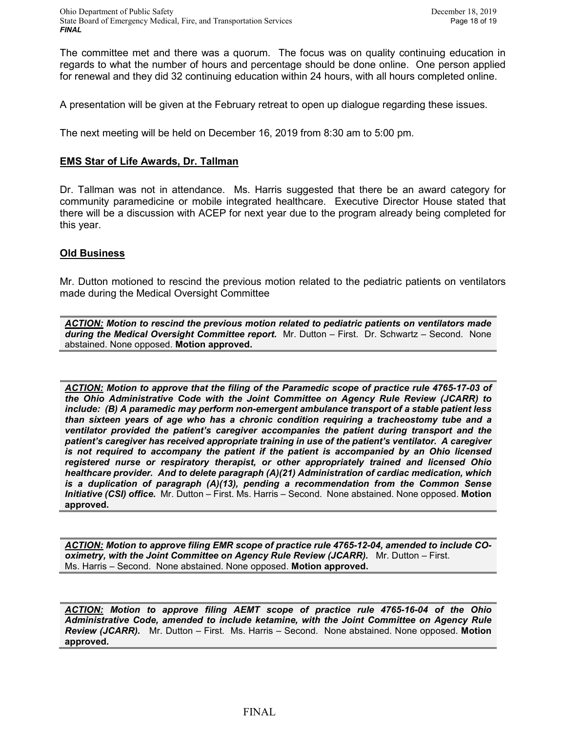The committee met and there was a quorum. The focus was on quality continuing education in regards to what the number of hours and percentage should be done online. One person applied for renewal and they did 32 continuing education within 24 hours, with all hours completed online.

A presentation will be given at the February retreat to open up dialogue regarding these issues.

The next meeting will be held on December 16, 2019 from 8:30 am to 5:00 pm.

## EMS Star of Life Awards, Dr. Tallman

Dr. Tallman was not in attendance. Ms. Harris suggested that there be an award category for community paramedicine or mobile integrated healthcare. Executive Director House stated that there will be a discussion with ACEP for next year due to the program already being completed for this year.

## Old Business

Mr. Dutton motioned to rescind the previous motion related to the pediatric patients on ventilators made during the Medical Oversight Committee

***ACTION:* Motion to rescind the previous motion related to pediatric patients on ventilators made during the Medical Oversight Committee report.** Mr. Dutton – First. Dr. Schwartz – Second. None abstained. None opposed. **Motion approved.**

***ACTION:* Motion to approve that the filing of the Paramedic scope of practice rule 4765-17-03 of the Ohio Administrative Code with the Joint Committee on Agency Rule Review (JCARR) to include: (B) A paramedic may perform non-emergent ambulance transport of a stable patient less than sixteen years of age who has a chronic condition requiring a tracheostomy tube and a ventilator provided the patient's caregiver accompanies the patient during transport and the patient's caregiver has received appropriate training in use of the patient's ventilator. A caregiver is not required to accompany the patient if the patient is accompanied by an Ohio licensed registered nurse or respiratory therapist, or other appropriately trained and licensed Ohio healthcare provider. And to delete paragraph (A)(21) Administration of cardiac medication, which is a duplication of paragraph (A)(13), pending a recommendation from the Common Sense Initiative (CSI) office.** Mr. Dutton – First. Ms. Harris – Second. None abstained. None opposed. **Motion approved.**

***ACTION:* Motion to approve filing EMR scope of practice rule 4765-12-04, amended to include CO-oximetry, with the Joint Committee on Agency Rule Review (JCARR).** Mr. Dutton – First. Ms. Harris – Second. None abstained. None opposed. **Motion approved.**

***ACTION:* Motion to approve filing AEMT scope of practice rule 4765-16-04 of the Ohio Administrative Code, amended to include ketamine, with the Joint Committee on Agency Rule Review (JCARR).** Mr. Dutton – First. Ms. Harris – Second. None abstained. None opposed. **Motion approved.**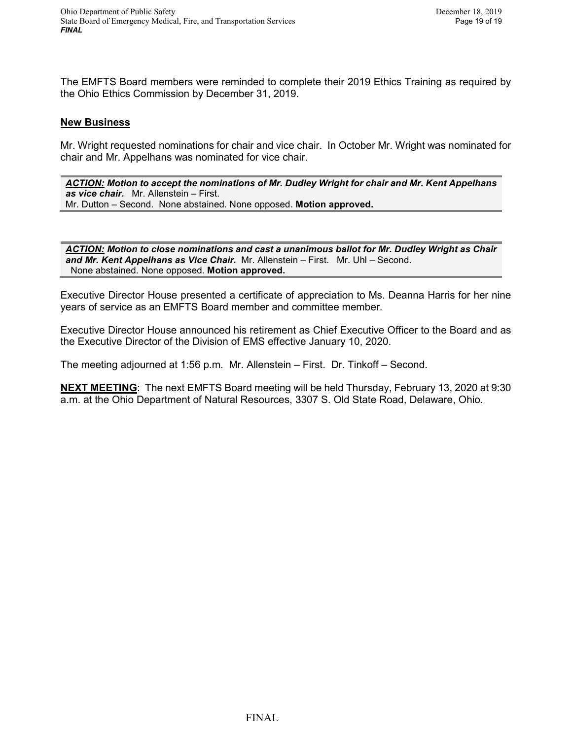The EMFTS Board members were reminded to complete their 2019 Ethics Training as required by the Ohio Ethics Commission by December 31, 2019.

## New Business

Mr. Wright requested nominations for chair and vice chair. In October Mr. Wright was nominated for chair and Mr. Appelhans was nominated for vice chair.

***ACTION:* Motion to accept the nominations of Mr. Dudley Wright for chair and Mr. Kent Appelhans as vice chair.** Mr. Allenstein – First.
Mr. Dutton – Second. None abstained. None opposed. **Motion approved.**

***ACTION:* Motion to close nominations and cast a unanimous ballot for Mr. Dudley Wright as Chair and Mr. Kent Appelhans as Vice Chair.** Mr. Allenstein – First. Mr. Uhl – Second.
None abstained. None opposed. **Motion approved.**

Executive Director House presented a certificate of appreciation to Ms. Deanna Harris for her nine years of service as an EMFTS Board member and committee member.

Executive Director House announced his retirement as Chief Executive Officer to the Board and as the Executive Director of the Division of EMS effective January 10, 2020.

The meeting adjourned at 1:56 p.m. Mr. Allenstein – First. Dr. Tinkoff – Second.

**NEXT MEETING**: The next EMFTS Board meeting will be held Thursday, February 13, 2020 at 9:30 a.m. at the Ohio Department of Natural Resources, 3307 S. Old State Road, Delaware, Ohio.